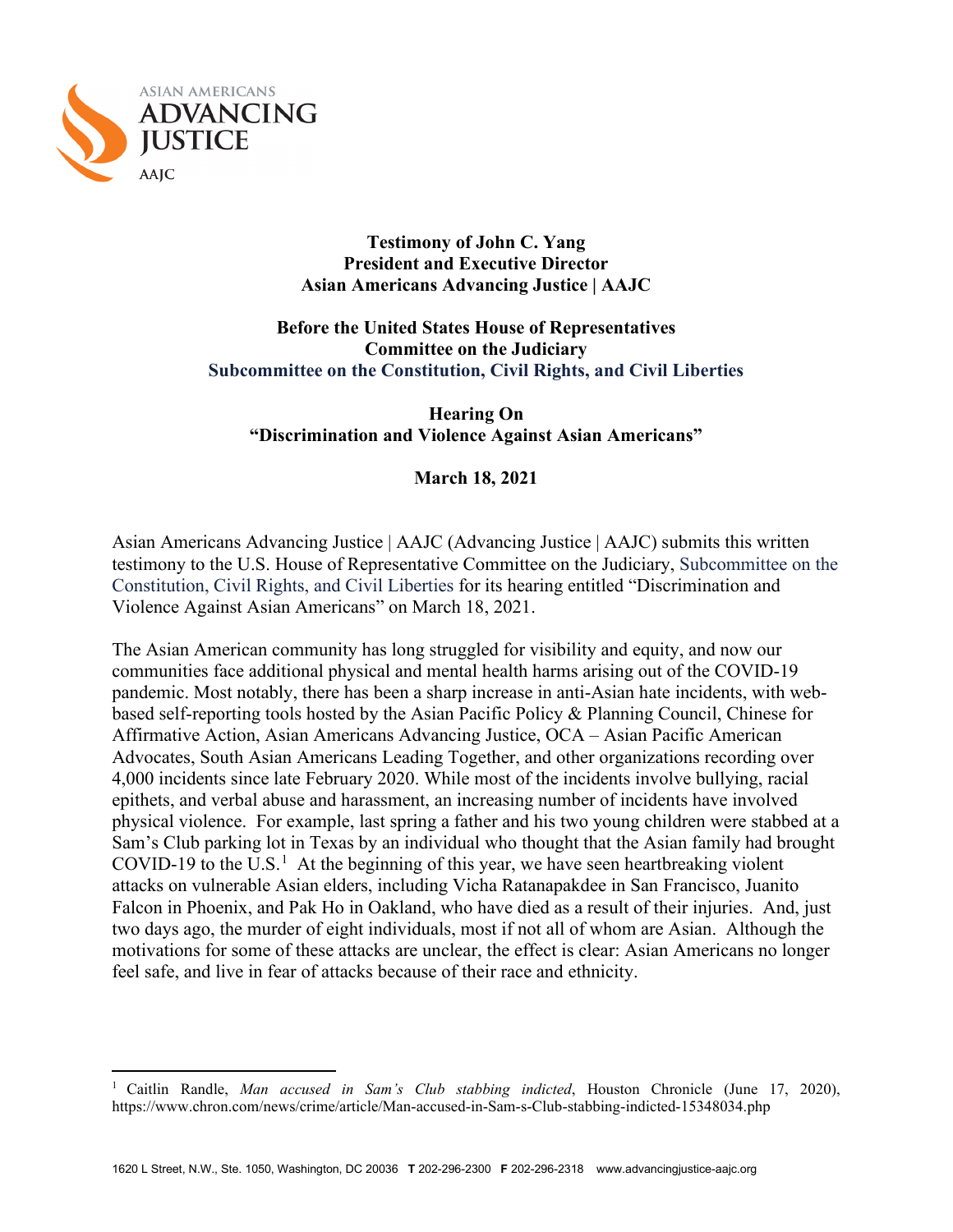ASIAN AMERICANS
**ADVANCING JUSTICE**
AAJC

**Testimony of John C. Yang**
**President and Executive Director**
**Asian Americans Advancing Justice | AAJC**

**Before the United States House of Representatives**
**Committee on the Judiciary**
**Subcommittee on the Constitution, Civil Rights, and Civil Liberties**

**Hearing On**
**"Discrimination and Violence Against Asian Americans"**

**March 18, 2021**

Asian Americans Advancing Justice | AAJC (Advancing Justice | AAJC) submits this written testimony to the U.S. House of Representative Committee on the Judiciary, Subcommittee on the Constitution, Civil Rights, and Civil Liberties for its hearing entitled "Discrimination and Violence Against Asian Americans" on March 18, 2021.

The Asian American community has long struggled for visibility and equity, and now our communities face additional physical and mental health harms arising out of the COVID-19 pandemic. Most notably, there has been a sharp increase in anti-Asian hate incidents, with web-based self-reporting tools hosted by the Asian Pacific Policy & Planning Council, Chinese for Affirmative Action, Asian Americans Advancing Justice, OCA – Asian Pacific American Advocates, South Asian Americans Leading Together, and other organizations recording over 4,000 incidents since late February 2020. While most of the incidents involve bullying, racial epithets, and verbal abuse and harassment, an increasing number of incidents have involved physical violence. For example, last spring a father and his two young children were stabbed at a Sam's Club parking lot in Texas by an individual who thought that the Asian family had brought COVID-19 to the U.S.[1] At the beginning of this year, we have seen heartbreaking violent attacks on vulnerable Asian elders, including Vicha Ratanapakdee in San Francisco, Juanito Falcon in Phoenix, and Pak Ho in Oakland, who have died as a result of their injuries. And, just two days ago, the murder of eight individuals, most if not all of whom are Asian. Although the motivations for some of these attacks are unclear, the effect is clear: Asian Americans no longer feel safe, and live in fear of attacks because of their race and ethnicity.

---

[1] Caitlin Randle, *Man accused in Sam's Club stabbing indicted*, Houston Chronicle (June 17, 2020), https://www.chron.com/news/crime/article/Man-accused-in-Sam-s-Club-stabbing-indicted-15348034.php

1620 L Street, N.W., Ste. 1050, Washington, DC 20036 **T** 202-296-2300 **F** 202-296-2318 www.advancingjustice-aajc.org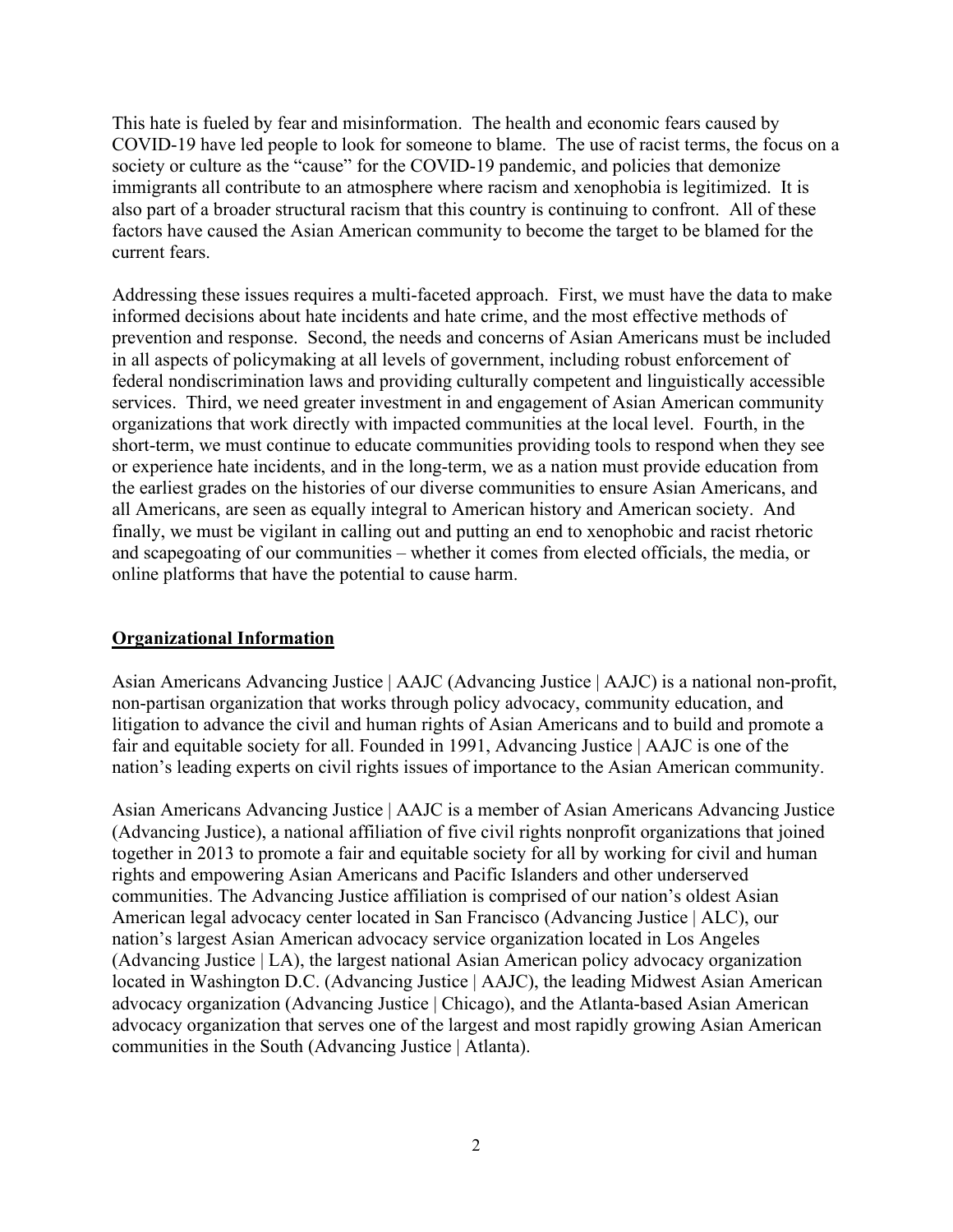This hate is fueled by fear and misinformation. The health and economic fears caused by COVID-19 have led people to look for someone to blame. The use of racist terms, the focus on a society or culture as the "cause" for the COVID-19 pandemic, and policies that demonize immigrants all contribute to an atmosphere where racism and xenophobia is legitimized. It is also part of a broader structural racism that this country is continuing to confront. All of these factors have caused the Asian American community to become the target to be blamed for the current fears.

Addressing these issues requires a multi-faceted approach. First, we must have the data to make informed decisions about hate incidents and hate crime, and the most effective methods of prevention and response. Second, the needs and concerns of Asian Americans must be included in all aspects of policymaking at all levels of government, including robust enforcement of federal nondiscrimination laws and providing culturally competent and linguistically accessible services. Third, we need greater investment in and engagement of Asian American community organizations that work directly with impacted communities at the local level. Fourth, in the short-term, we must continue to educate communities providing tools to respond when they see or experience hate incidents, and in the long-term, we as a nation must provide education from the earliest grades on the histories of our diverse communities to ensure Asian Americans, and all Americans, are seen as equally integral to American history and American society. And finally, we must be vigilant in calling out and putting an end to xenophobic and racist rhetoric and scapegoating of our communities – whether it comes from elected officials, the media, or online platforms that have the potential to cause harm.

## Organizational Information

Asian Americans Advancing Justice | AAJC (Advancing Justice | AAJC) is a national non-profit, non-partisan organization that works through policy advocacy, community education, and litigation to advance the civil and human rights of Asian Americans and to build and promote a fair and equitable society for all. Founded in 1991, Advancing Justice | AAJC is one of the nation's leading experts on civil rights issues of importance to the Asian American community.

Asian Americans Advancing Justice | AAJC is a member of Asian Americans Advancing Justice (Advancing Justice), a national affiliation of five civil rights nonprofit organizations that joined together in 2013 to promote a fair and equitable society for all by working for civil and human rights and empowering Asian Americans and Pacific Islanders and other underserved communities. The Advancing Justice affiliation is comprised of our nation's oldest Asian American legal advocacy center located in San Francisco (Advancing Justice | ALC), our nation's largest Asian American advocacy service organization located in Los Angeles (Advancing Justice | LA), the largest national Asian American policy advocacy organization located in Washington D.C. (Advancing Justice | AAJC), the leading Midwest Asian American advocacy organization (Advancing Justice | Chicago), and the Atlanta-based Asian American advocacy organization that serves one of the largest and most rapidly growing Asian American communities in the South (Advancing Justice | Atlanta).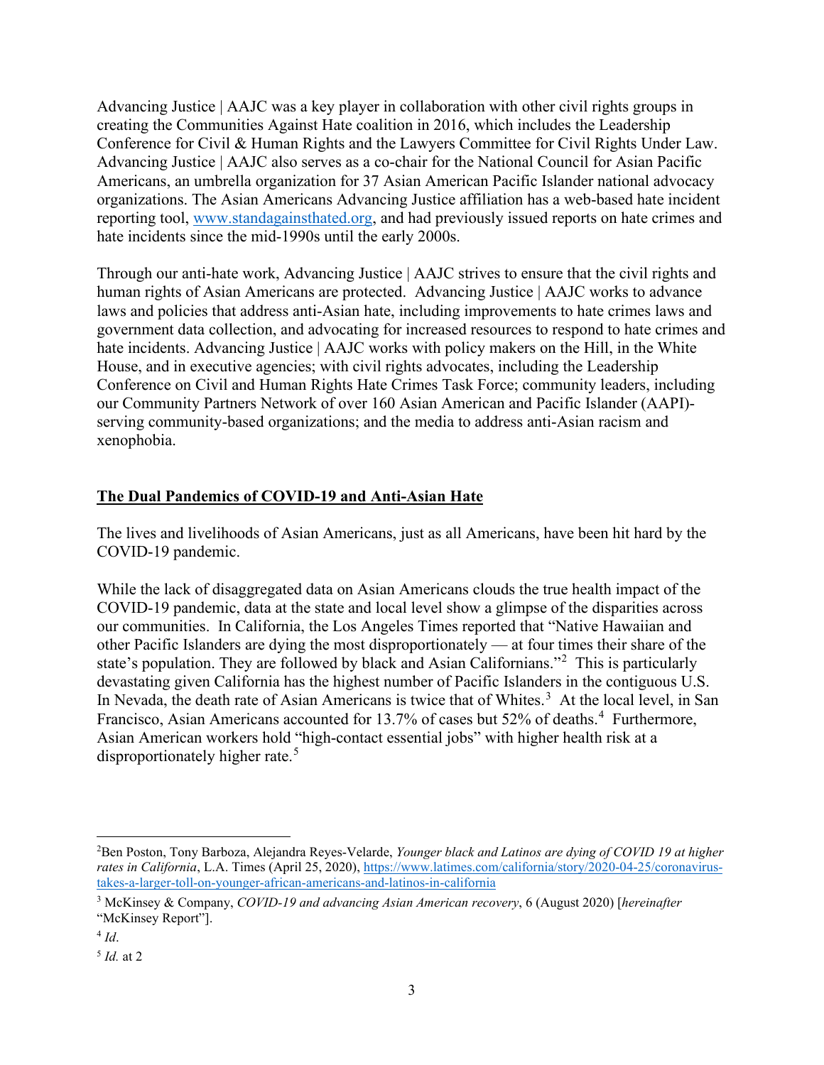Advancing Justice | AAJC was a key player in collaboration with other civil rights groups in creating the Communities Against Hate coalition in 2016, which includes the Leadership Conference for Civil & Human Rights and the Lawyers Committee for Civil Rights Under Law. Advancing Justice | AAJC also serves as a co-chair for the National Council for Asian Pacific Americans, an umbrella organization for 37 Asian American Pacific Islander national advocacy organizations. The Asian Americans Advancing Justice affiliation has a web-based hate incident reporting tool, [www.standagainsthated.org](http://www.standagainsthated.org), and had previously issued reports on hate crimes and hate incidents since the mid-1990s until the early 2000s.

Through our anti-hate work, Advancing Justice | AAJC strives to ensure that the civil rights and human rights of Asian Americans are protected. Advancing Justice | AAJC works to advance laws and policies that address anti-Asian hate, including improvements to hate crimes laws and government data collection, and advocating for increased resources to respond to hate crimes and hate incidents. Advancing Justice | AAJC works with policy makers on the Hill, in the White House, and in executive agencies; with civil rights advocates, including the Leadership Conference on Civil and Human Rights Hate Crimes Task Force; community leaders, including our Community Partners Network of over 160 Asian American and Pacific Islander (AAPI)-serving community-based organizations; and the media to address anti-Asian racism and xenophobia.

## The Dual Pandemics of COVID-19 and Anti-Asian Hate

The lives and livelihoods of Asian Americans, just as all Americans, have been hit hard by the COVID-19 pandemic.

While the lack of disaggregated data on Asian Americans clouds the true health impact of the COVID-19 pandemic, data at the state and local level show a glimpse of the disparities across our communities. In California, the Los Angeles Times reported that "Native Hawaiian and other Pacific Islanders are dying the most disproportionately — at four times their share of the state's population. They are followed by black and Asian Californians."[2] This is particularly devastating given California has the highest number of Pacific Islanders in the contiguous U.S. In Nevada, the death rate of Asian Americans is twice that of Whites.[3] At the local level, in San Francisco, Asian Americans accounted for 13.7% of cases but 52% of deaths.[4] Furthermore, Asian American workers hold "high-contact essential jobs" with higher health risk at a disproportionately higher rate.[5]

---

[2] Ben Poston, Tony Barboza, Alejandra Reyes-Velarde, *Younger black and Latinos are dying of COVID 19 at higher rates in California*, L.A. Times (April 25, 2020), [https://www.latimes.com/california/story/2020-04-25/coronavirus-takes-a-larger-toll-on-younger-african-americans-and-latinos-in-california](https://www.latimes.com/california/story/2020-04-25/coronavirus-takes-a-larger-toll-on-younger-african-americans-and-latinos-in-california)

[3] McKinsey & Company, *COVID-19 and advancing Asian American recovery*, 6 (August 2020) [*hereinafter* "McKinsey Report"].

[4] *Id*.

[5] *Id.* at 2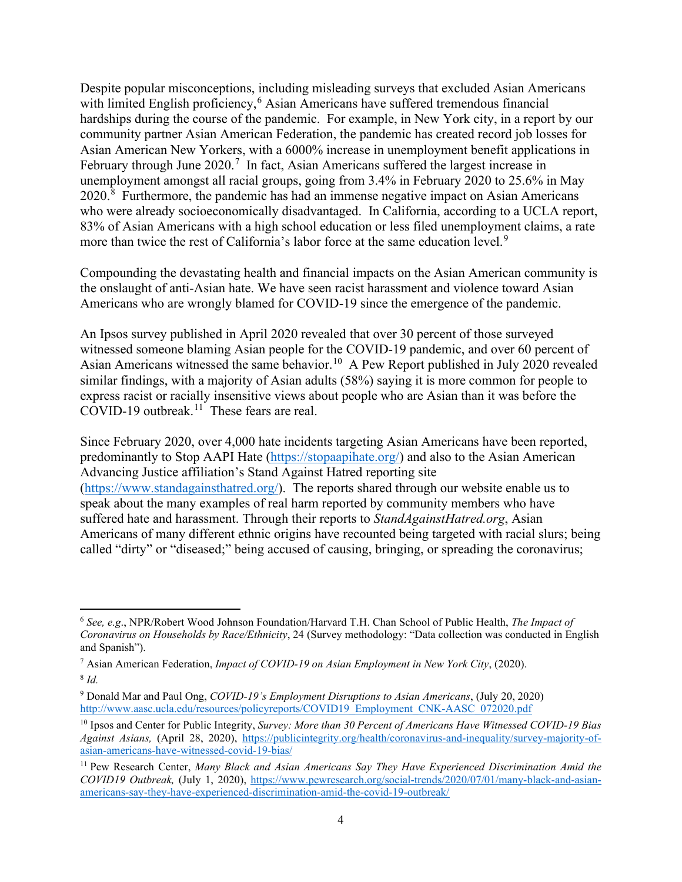Despite popular misconceptions, including misleading surveys that excluded Asian Americans with limited English proficiency,[6] Asian Americans have suffered tremendous financial hardships during the course of the pandemic. For example, in New York city, in a report by our community partner Asian American Federation, the pandemic has created record job losses for Asian American New Yorkers, with a 6000% increase in unemployment benefit applications in February through June 2020.[7] In fact, Asian Americans suffered the largest increase in unemployment amongst all racial groups, going from 3.4% in February 2020 to 25.6% in May 2020.[8] Furthermore, the pandemic has had an immense negative impact on Asian Americans who were already socioeconomically disadvantaged. In California, according to a UCLA report, 83% of Asian Americans with a high school education or less filed unemployment claims, a rate more than twice the rest of California's labor force at the same education level.[9]

Compounding the devastating health and financial impacts on the Asian American community is the onslaught of anti-Asian hate. We have seen racist harassment and violence toward Asian Americans who are wrongly blamed for COVID-19 since the emergence of the pandemic.

An Ipsos survey published in April 2020 revealed that over 30 percent of those surveyed witnessed someone blaming Asian people for the COVID-19 pandemic, and over 60 percent of Asian Americans witnessed the same behavior.[10] A Pew Report published in July 2020 revealed similar findings, with a majority of Asian adults (58%) saying it is more common for people to express racist or racially insensitive views about people who are Asian than it was before the COVID-19 outbreak.[11] These fears are real.

Since February 2020, over 4,000 hate incidents targeting Asian Americans have been reported, predominantly to Stop AAPI Hate (https://stopaapihate.org/) and also to the Asian American Advancing Justice affiliation's Stand Against Hatred reporting site (https://www.standagainsthatred.org/). The reports shared through our website enable us to speak about the many examples of real harm reported by community members who have suffered hate and harassment. Through their reports to *StandAgainstHatred.org*, Asian Americans of many different ethnic origins have recounted being targeted with racial slurs; being called "dirty" or "diseased;" being accused of causing, bringing, or spreading the coronavirus;

---

[6] *See, e.g*., NPR/Robert Wood Johnson Foundation/Harvard T.H. Chan School of Public Health, *The Impact of Coronavirus on Households by Race/Ethnicity*, 24 (Survey methodology: "Data collection was conducted in English and Spanish").

[7] Asian American Federation, *Impact of COVID-19 on Asian Employment in New York City*, (2020).

[8] *Id.*

[9] Donald Mar and Paul Ong, *COVID-19's Employment Disruptions to Asian Americans*, (July 20, 2020) http://www.aasc.ucla.edu/resources/policyreports/COVID19_Employment_CNK-AASC_072020.pdf

[10] Ipsos and Center for Public Integrity, *Survey: More than 30 Percent of Americans Have Witnessed COVID-19 Bias Against Asians,* (April 28, 2020), https://publicintegrity.org/health/coronavirus-and-inequality/survey-majority-of-asian-americans-have-witnessed-covid-19-bias/

[11] Pew Research Center, *Many Black and Asian Americans Say They Have Experienced Discrimination Amid the COVID19 Outbreak,* (July 1, 2020), https://www.pewresearch.org/social-trends/2020/07/01/many-black-and-asian-americans-say-they-have-experienced-discrimination-amid-the-covid-19-outbreak/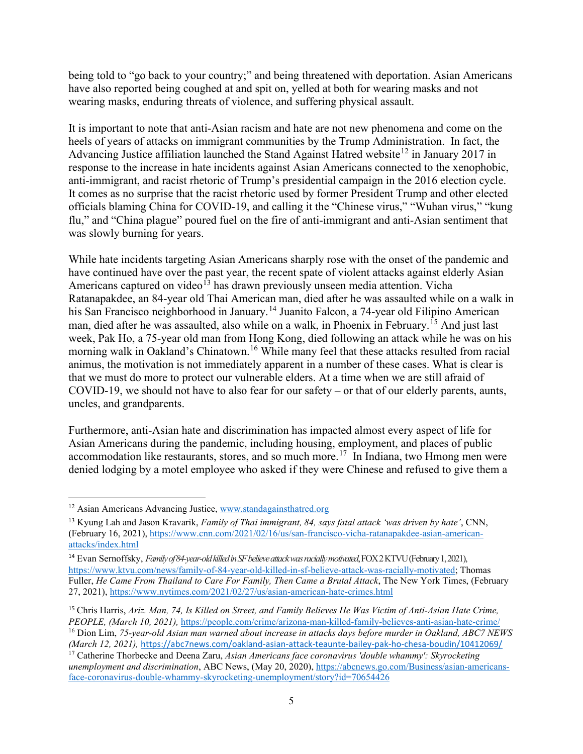being told to "go back to your country;" and being threatened with deportation. Asian Americans have also reported being coughed at and spit on, yelled at both for wearing masks and not wearing masks, enduring threats of violence, and suffering physical assault.

It is important to note that anti-Asian racism and hate are not new phenomena and come on the heels of years of attacks on immigrant communities by the Trump Administration. In fact, the Advancing Justice affiliation launched the Stand Against Hatred website[12] in January 2017 in response to the increase in hate incidents against Asian Americans connected to the xenophobic, anti-immigrant, and racist rhetoric of Trump's presidential campaign in the 2016 election cycle. It comes as no surprise that the racist rhetoric used by former President Trump and other elected officials blaming China for COVID-19, and calling it the "Chinese virus," "Wuhan virus," "kung flu," and "China plague" poured fuel on the fire of anti-immigrant and anti-Asian sentiment that was slowly burning for years.

While hate incidents targeting Asian Americans sharply rose with the onset of the pandemic and have continued have over the past year, the recent spate of violent attacks against elderly Asian Americans captured on video[13] has drawn previously unseen media attention. Vicha Ratanapakdee, an 84-year old Thai American man, died after he was assaulted while on a walk in his San Francisco neighborhood in January.[14] Juanito Falcon, a 74-year old Filipino American man, died after he was assaulted, also while on a walk, in Phoenix in February.[15] And just last week, Pak Ho, a 75-year old man from Hong Kong, died following an attack while he was on his morning walk in Oakland's Chinatown.[16] While many feel that these attacks resulted from racial animus, the motivation is not immediately apparent in a number of these cases. What is clear is that we must do more to protect our vulnerable elders. At a time when we are still afraid of COVID-19, we should not have to also fear for our safety – or that of our elderly parents, aunts, uncles, and grandparents.

Furthermore, anti-Asian hate and discrimination has impacted almost every aspect of life for Asian Americans during the pandemic, including housing, employment, and places of public accommodation like restaurants, stores, and so much more.[17] In Indiana, two Hmong men were denied lodging by a motel employee who asked if they were Chinese and refused to give them a

---

[12] Asian Americans Advancing Justice, www.standagainsthatred.org

[13] Kyung Lah and Jason Kravarik, *Family of Thai immigrant, 84, says fatal attack 'was driven by hate'*, CNN, (February 16, 2021), https://www.cnn.com/2021/02/16/us/san-francisco-vicha-ratanapakdee-asian-american-attacks/index.html

[14] Evan Sernoffsky, *Family of 84-year-old killed in SF believe attack was racially motivated*, FOX 2 KTVU (February 1, 2021), https://www.ktvu.com/news/family-of-84-year-old-killed-in-sf-believe-attack-was-racially-motivated; Thomas Fuller, *He Came From Thailand to Care For Family, Then Came a Brutal Attack*, The New York Times, (February 27, 2021), https://www.nytimes.com/2021/02/27/us/asian-american-hate-crimes.html

[15] Chris Harris, *Ariz. Man, 74, Is Killed on Street, and Family Believes He Was Victim of Anti-Asian Hate Crime, PEOPLE, (March 10, 2021),* https://people.com/crime/arizona-man-killed-family-believes-anti-asian-hate-crime/

[16] Dion Lim, *75-year-old Asian man warned about increase in attacks days before murder in Oakland, ABC7 NEWS (March 12, 2021),* https://abc7news.com/oakland-asian-attack-teaunte-bailey-pak-ho-chesa-boudin/10412069/

[17] Catherine Thorbecke and Deena Zaru, *Asian Americans face coronavirus 'double whammy': Skyrocketing unemployment and discrimination*, ABC News, (May 20, 2020), https://abcnews.go.com/Business/asian-americans-face-coronavirus-double-whammy-skyrocketing-unemployment/story?id=70654426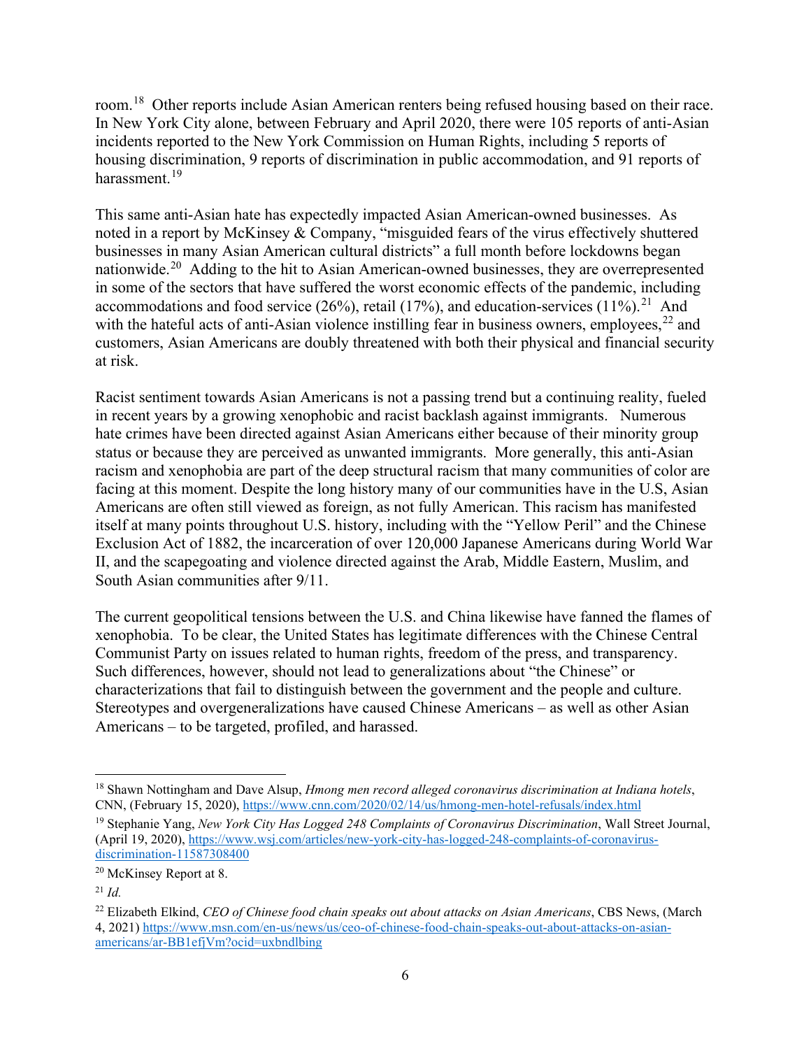room.[18] Other reports include Asian American renters being refused housing based on their race. In New York City alone, between February and April 2020, there were 105 reports of anti-Asian incidents reported to the New York Commission on Human Rights, including 5 reports of housing discrimination, 9 reports of discrimination in public accommodation, and 91 reports of harassment.[19]

This same anti-Asian hate has expectedly impacted Asian American-owned businesses. As noted in a report by McKinsey & Company, "misguided fears of the virus effectively shuttered businesses in many Asian American cultural districts" a full month before lockdowns began nationwide.[20] Adding to the hit to Asian American-owned businesses, they are overrepresented in some of the sectors that have suffered the worst economic effects of the pandemic, including accommodations and food service (26%), retail (17%), and education-services (11%).[21] And with the hateful acts of anti-Asian violence instilling fear in business owners, employees,[22] and customers, Asian Americans are doubly threatened with both their physical and financial security at risk.

Racist sentiment towards Asian Americans is not a passing trend but a continuing reality, fueled in recent years by a growing xenophobic and racist backlash against immigrants. Numerous hate crimes have been directed against Asian Americans either because of their minority group status or because they are perceived as unwanted immigrants. More generally, this anti-Asian racism and xenophobia are part of the deep structural racism that many communities of color are facing at this moment. Despite the long history many of our communities have in the U.S, Asian Americans are often still viewed as foreign, as not fully American. This racism has manifested itself at many points throughout U.S. history, including with the "Yellow Peril" and the Chinese Exclusion Act of 1882, the incarceration of over 120,000 Japanese Americans during World War II, and the scapegoating and violence directed against the Arab, Middle Eastern, Muslim, and South Asian communities after 9/11.

The current geopolitical tensions between the U.S. and China likewise have fanned the flames of xenophobia. To be clear, the United States has legitimate differences with the Chinese Central Communist Party on issues related to human rights, freedom of the press, and transparency. Such differences, however, should not lead to generalizations about "the Chinese" or characterizations that fail to distinguish between the government and the people and culture. Stereotypes and overgeneralizations have caused Chinese Americans – as well as other Asian Americans – to be targeted, profiled, and harassed.

---

[18] Shawn Nottingham and Dave Alsup, *Hmong men record alleged coronavirus discrimination at Indiana hotels*, CNN, (February 15, 2020), https://www.cnn.com/2020/02/14/us/hmong-men-hotel-refusals/index.html

[19] Stephanie Yang, *New York City Has Logged 248 Complaints of Coronavirus Discrimination*, Wall Street Journal, (April 19, 2020), https://www.wsj.com/articles/new-york-city-has-logged-248-complaints-of-coronavirus-discrimination-11587308400

[20] McKinsey Report at 8.

[21] *Id.*

[22] Elizabeth Elkind, *CEO of Chinese food chain speaks out about attacks on Asian Americans*, CBS News, (March 4, 2021) https://www.msn.com/en-us/news/us/ceo-of-chinese-food-chain-speaks-out-about-attacks-on-asian-americans/ar-BB1efjVm?ocid=uxbndlbing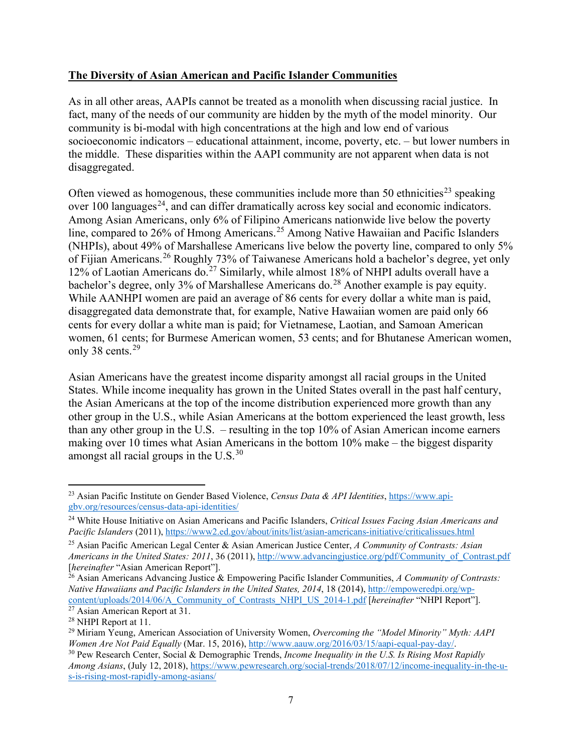**The Diversity of Asian American and Pacific Islander Communities**

As in all other areas, AAPIs cannot be treated as a monolith when discussing racial justice. In fact, many of the needs of our community are hidden by the myth of the model minority. Our community is bi-modal with high concentrations at the high and low end of various socioeconomic indicators – educational attainment, income, poverty, etc. – but lower numbers in the middle. These disparities within the AAPI community are not apparent when data is not disaggregated.

Often viewed as homogenous, these communities include more than 50 ethnicities[23] speaking over 100 languages[24], and can differ dramatically across key social and economic indicators. Among Asian Americans, only 6% of Filipino Americans nationwide live below the poverty line, compared to 26% of Hmong Americans.[25] Among Native Hawaiian and Pacific Islanders (NHPIs), about 49% of Marshallese Americans live below the poverty line, compared to only 5% of Fijian Americans.[26] Roughly 73% of Taiwanese Americans hold a bachelor's degree, yet only 12% of Laotian Americans do.[27] Similarly, while almost 18% of NHPI adults overall have a bachelor's degree, only 3% of Marshallese Americans do.[28] Another example is pay equity. While AANHPI women are paid an average of 86 cents for every dollar a white man is paid, disaggregated data demonstrate that, for example, Native Hawaiian women are paid only 66 cents for every dollar a white man is paid; for Vietnamese, Laotian, and Samoan American women, 61 cents; for Burmese American women, 53 cents; and for Bhutanese American women, only 38 cents.[29]

Asian Americans have the greatest income disparity amongst all racial groups in the United States. While income inequality has grown in the United States overall in the past half century, the Asian Americans at the top of the income distribution experienced more growth than any other group in the U.S., while Asian Americans at the bottom experienced the least growth, less than any other group in the U.S. – resulting in the top 10% of Asian American income earners making over 10 times what Asian Americans in the bottom 10% make – the biggest disparity amongst all racial groups in the U.S.[30]

---

[23] Asian Pacific Institute on Gender Based Violence, *Census Data & API Identities*, https://www.api-gbv.org/resources/census-data-api-identities/

[24] White House Initiative on Asian Americans and Pacific Islanders, *Critical Issues Facing Asian Americans and Pacific Islanders* (2011), https://www2.ed.gov/about/inits/list/asian-americans-initiative/criticalissues.html

[25] Asian Pacific American Legal Center & Asian American Justice Center, *A Community of Contrasts: Asian Americans in the United States: 2011*, 36 (2011), http://www.advancingjustice.org/pdf/Community_of_Contrast.pdf [*hereinafter* "Asian American Report"].

[26] Asian Americans Advancing Justice & Empowering Pacific Islander Communities, *A Community of Contrasts: Native Hawaiians and Pacific Islanders in the United States, 2014*, 18 (2014), http://empoweredpi.org/wp-content/uploads/2014/06/A_Community_of_Contrasts_NHPI_US_2014-1.pdf [*hereinafter* "NHPI Report"].

[27] Asian American Report at 31.

[28] NHPI Report at 11.

[29] Miriam Yeung, American Association of University Women, *Overcoming the "Model Minority" Myth: AAPI Women Are Not Paid Equally* (Mar. 15, 2016), http://www.aauw.org/2016/03/15/aapi-equal-pay-day/.

[30] Pew Research Center, Social & Demographic Trends, *Income Inequality in the U.S. Is Rising Most Rapidly Among Asians*, (July 12, 2018), https://www.pewresearch.org/social-trends/2018/07/12/income-inequality-in-the-u-s-is-rising-most-rapidly-among-asians/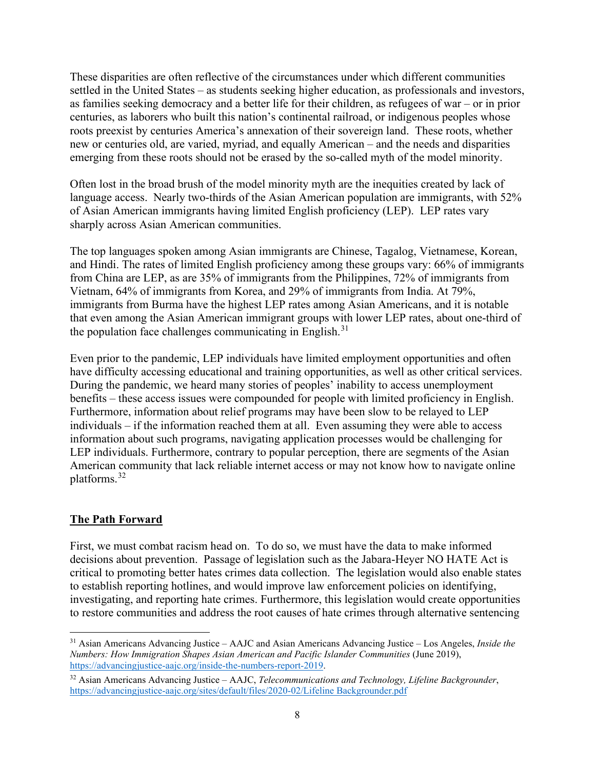These disparities are often reflective of the circumstances under which different communities settled in the United States – as students seeking higher education, as professionals and investors, as families seeking democracy and a better life for their children, as refugees of war – or in prior centuries, as laborers who built this nation's continental railroad, or indigenous peoples whose roots preexist by centuries America's annexation of their sovereign land. These roots, whether new or centuries old, are varied, myriad, and equally American – and the needs and disparities emerging from these roots should not be erased by the so-called myth of the model minority.

Often lost in the broad brush of the model minority myth are the inequities created by lack of language access. Nearly two-thirds of the Asian American population are immigrants, with 52% of Asian American immigrants having limited English proficiency (LEP). LEP rates vary sharply across Asian American communities.

The top languages spoken among Asian immigrants are Chinese, Tagalog, Vietnamese, Korean, and Hindi. The rates of limited English proficiency among these groups vary: 66% of immigrants from China are LEP, as are 35% of immigrants from the Philippines, 72% of immigrants from Vietnam, 64% of immigrants from Korea, and 29% of immigrants from India. At 79%, immigrants from Burma have the highest LEP rates among Asian Americans, and it is notable that even among the Asian American immigrant groups with lower LEP rates, about one-third of the population face challenges communicating in English.[31]

Even prior to the pandemic, LEP individuals have limited employment opportunities and often have difficulty accessing educational and training opportunities, as well as other critical services. During the pandemic, we heard many stories of peoples' inability to access unemployment benefits – these access issues were compounded for people with limited proficiency in English. Furthermore, information about relief programs may have been slow to be relayed to LEP individuals – if the information reached them at all. Even assuming they were able to access information about such programs, navigating application processes would be challenging for LEP individuals. Furthermore, contrary to popular perception, there are segments of the Asian American community that lack reliable internet access or may not know how to navigate online platforms.[32]

## The Path Forward

First, we must combat racism head on. To do so, we must have the data to make informed decisions about prevention. Passage of legislation such as the Jabara-Heyer NO HATE Act is critical to promoting better hates crimes data collection. The legislation would also enable states to establish reporting hotlines, and would improve law enforcement policies on identifying, investigating, and reporting hate crimes. Furthermore, this legislation would create opportunities to restore communities and address the root causes of hate crimes through alternative sentencing

---

[31] Asian Americans Advancing Justice – AAJC and Asian Americans Advancing Justice – Los Angeles, *Inside the Numbers: How Immigration Shapes Asian American and Pacific Islander Communities* (June 2019), https://advancingjustice-aajc.org/inside-the-numbers-report-2019.

[32] Asian Americans Advancing Justice – AAJC, *Telecommunications and Technology, Lifeline Backgrounder*, https://advancingjustice-aajc.org/sites/default/files/2020-02/Lifeline Backgrounder.pdf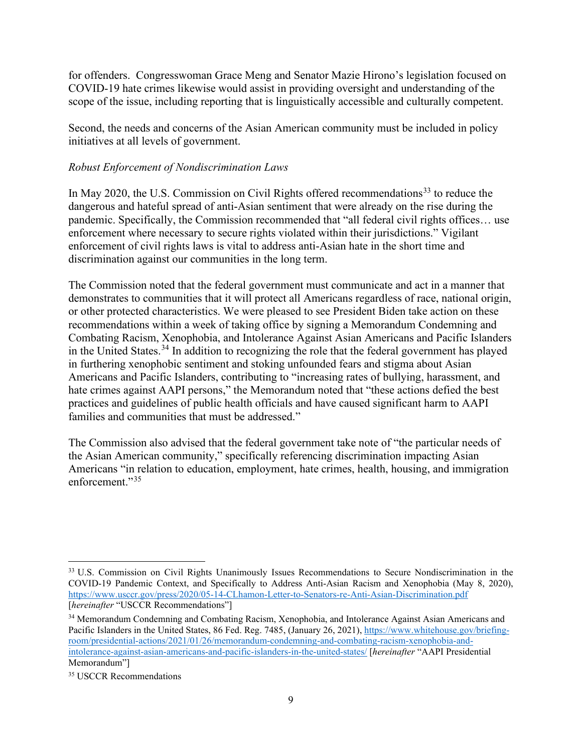for offenders. Congresswoman Grace Meng and Senator Mazie Hirono's legislation focused on COVID-19 hate crimes likewise would assist in providing oversight and understanding of the scope of the issue, including reporting that is linguistically accessible and culturally competent.

Second, the needs and concerns of the Asian American community must be included in policy initiatives at all levels of government.

*Robust Enforcement of Nondiscrimination Laws*

In May 2020, the U.S. Commission on Civil Rights offered recommendations[33] to reduce the dangerous and hateful spread of anti-Asian sentiment that were already on the rise during the pandemic. Specifically, the Commission recommended that "all federal civil rights offices… use enforcement where necessary to secure rights violated within their jurisdictions." Vigilant enforcement of civil rights laws is vital to address anti-Asian hate in the short time and discrimination against our communities in the long term.

The Commission noted that the federal government must communicate and act in a manner that demonstrates to communities that it will protect all Americans regardless of race, national origin, or other protected characteristics. We were pleased to see President Biden take action on these recommendations within a week of taking office by signing a Memorandum Condemning and Combating Racism, Xenophobia, and Intolerance Against Asian Americans and Pacific Islanders in the United States.[34] In addition to recognizing the role that the federal government has played in furthering xenophobic sentiment and stoking unfounded fears and stigma about Asian Americans and Pacific Islanders, contributing to "increasing rates of bullying, harassment, and hate crimes against AAPI persons," the Memorandum noted that "these actions defied the best practices and guidelines of public health officials and have caused significant harm to AAPI families and communities that must be addressed."

The Commission also advised that the federal government take note of "the particular needs of the Asian American community," specifically referencing discrimination impacting Asian Americans "in relation to education, employment, hate crimes, health, housing, and immigration enforcement."[35]

---

[33] U.S. Commission on Civil Rights Unanimously Issues Recommendations to Secure Nondiscrimination in the COVID-19 Pandemic Context, and Specifically to Address Anti-Asian Racism and Xenophobia (May 8, 2020), https://www.usccr.gov/press/2020/05-14-CLhamon-Letter-to-Senators-re-Anti-Asian-Discrimination.pdf [*hereinafter* "USCCR Recommendations"]

[34] Memorandum Condemning and Combating Racism, Xenophobia, and Intolerance Against Asian Americans and Pacific Islanders in the United States, 86 Fed. Reg. 7485, (January 26, 2021), https://www.whitehouse.gov/briefing-room/presidential-actions/2021/01/26/memorandum-condemning-and-combating-racism-xenophobia-and-intolerance-against-asian-americans-and-pacific-islanders-in-the-united-states/ [*hereinafter* "AAPI Presidential Memorandum"]

[35] USCCR Recommendations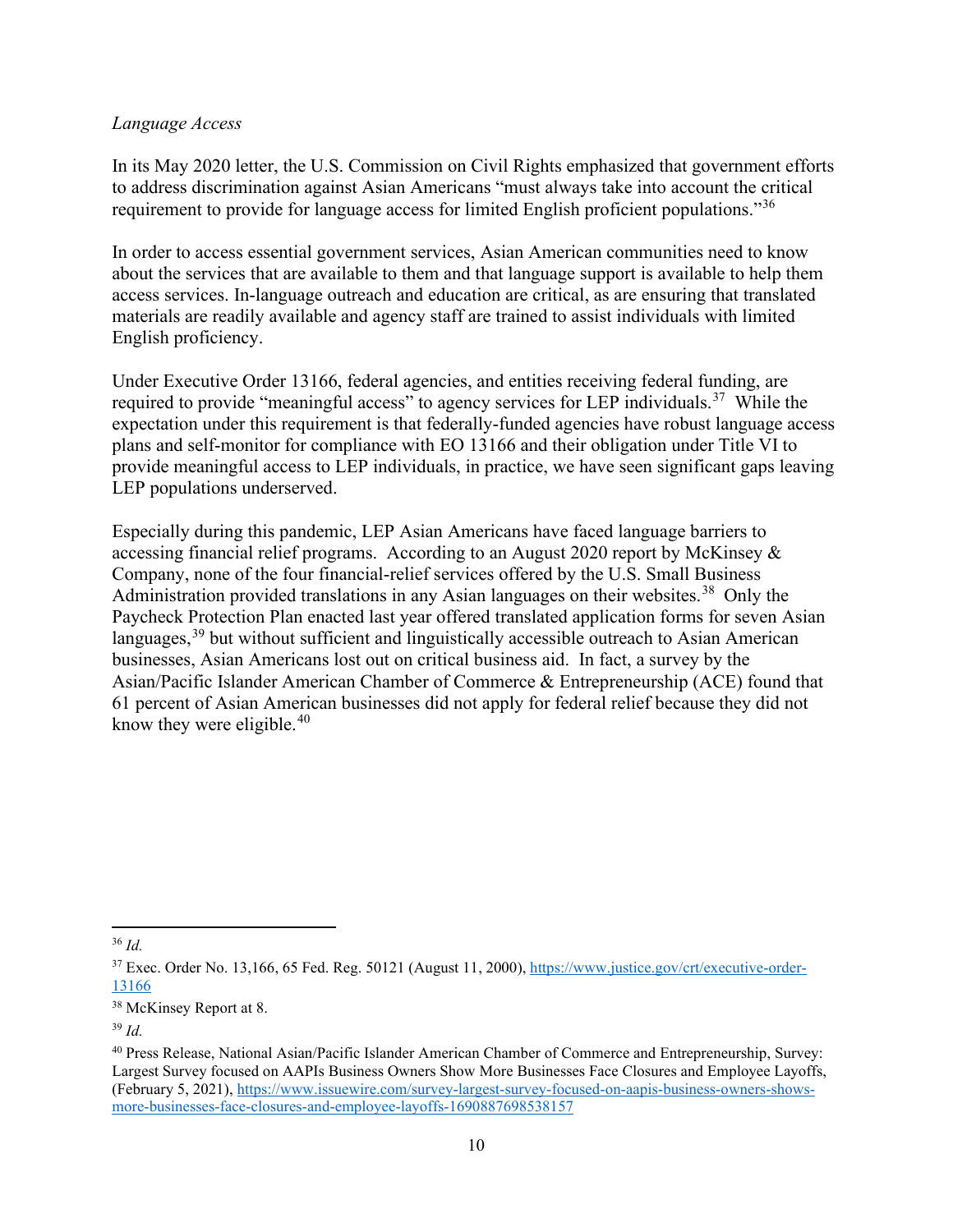*Language Access*

In its May 2020 letter, the U.S. Commission on Civil Rights emphasized that government efforts to address discrimination against Asian Americans "must always take into account the critical requirement to provide for language access for limited English proficient populations."[36]

In order to access essential government services, Asian American communities need to know about the services that are available to them and that language support is available to help them access services. In-language outreach and education are critical, as are ensuring that translated materials are readily available and agency staff are trained to assist individuals with limited English proficiency.

Under Executive Order 13166, federal agencies, and entities receiving federal funding, are required to provide "meaningful access" to agency services for LEP individuals.[37] While the expectation under this requirement is that federally-funded agencies have robust language access plans and self-monitor for compliance with EO 13166 and their obligation under Title VI to provide meaningful access to LEP individuals, in practice, we have seen significant gaps leaving LEP populations underserved.

Especially during this pandemic, LEP Asian Americans have faced language barriers to accessing financial relief programs. According to an August 2020 report by McKinsey & Company, none of the four financial-relief services offered by the U.S. Small Business Administration provided translations in any Asian languages on their websites.[38] Only the Paycheck Protection Plan enacted last year offered translated application forms for seven Asian languages,[39] but without sufficient and linguistically accessible outreach to Asian American businesses, Asian Americans lost out on critical business aid. In fact, a survey by the Asian/Pacific Islander American Chamber of Commerce & Entrepreneurship (ACE) found that 61 percent of Asian American businesses did not apply for federal relief because they did not know they were eligible.[40]

---

[36] *Id.*

[37] Exec. Order No. 13,166, 65 Fed. Reg. 50121 (August 11, 2000), https://www.justice.gov/crt/executive-order-13166

[38] McKinsey Report at 8.

[39] *Id.*

[40] Press Release, National Asian/Pacific Islander American Chamber of Commerce and Entrepreneurship, Survey: Largest Survey focused on AAPIs Business Owners Show More Businesses Face Closures and Employee Layoffs, (February 5, 2021), https://www.issuewire.com/survey-largest-survey-focused-on-aapis-business-owners-shows-more-businesses-face-closures-and-employee-layoffs-1690887698538157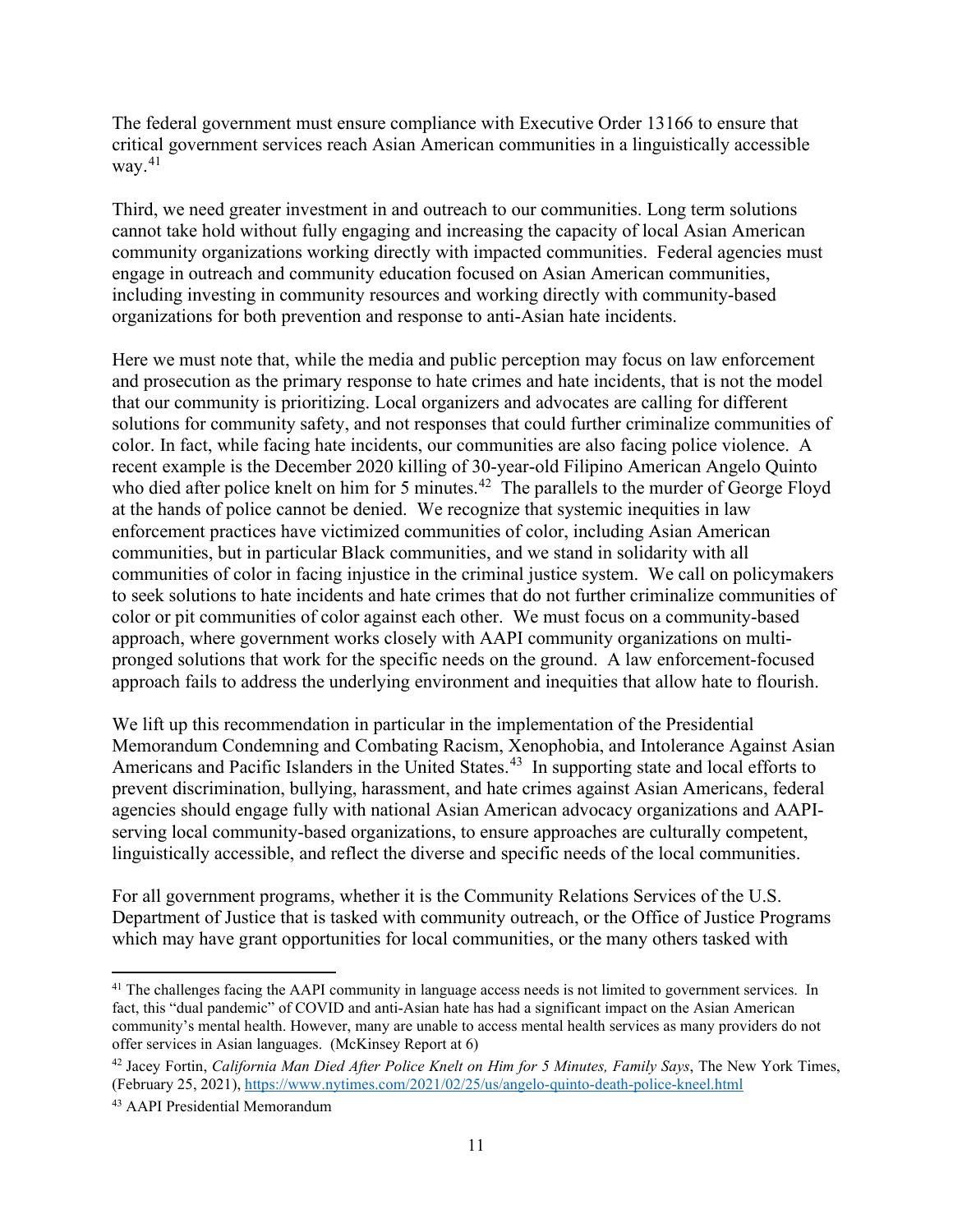The federal government must ensure compliance with Executive Order 13166 to ensure that critical government services reach Asian American communities in a linguistically accessible way.[41]

Third, we need greater investment in and outreach to our communities. Long term solutions cannot take hold without fully engaging and increasing the capacity of local Asian American community organizations working directly with impacted communities. Federal agencies must engage in outreach and community education focused on Asian American communities, including investing in community resources and working directly with community-based organizations for both prevention and response to anti-Asian hate incidents.

Here we must note that, while the media and public perception may focus on law enforcement and prosecution as the primary response to hate crimes and hate incidents, that is not the model that our community is prioritizing. Local organizers and advocates are calling for different solutions for community safety, and not responses that could further criminalize communities of color. In fact, while facing hate incidents, our communities are also facing police violence. A recent example is the December 2020 killing of 30-year-old Filipino American Angelo Quinto who died after police knelt on him for 5 minutes.[42] The parallels to the murder of George Floyd at the hands of police cannot be denied. We recognize that systemic inequities in law enforcement practices have victimized communities of color, including Asian American communities, but in particular Black communities, and we stand in solidarity with all communities of color in facing injustice in the criminal justice system. We call on policymakers to seek solutions to hate incidents and hate crimes that do not further criminalize communities of color or pit communities of color against each other. We must focus on a community-based approach, where government works closely with AAPI community organizations on multi-pronged solutions that work for the specific needs on the ground. A law enforcement-focused approach fails to address the underlying environment and inequities that allow hate to flourish.

We lift up this recommendation in particular in the implementation of the Presidential Memorandum Condemning and Combating Racism, Xenophobia, and Intolerance Against Asian Americans and Pacific Islanders in the United States.[43] In supporting state and local efforts to prevent discrimination, bullying, harassment, and hate crimes against Asian Americans, federal agencies should engage fully with national Asian American advocacy organizations and AAPI-serving local community-based organizations, to ensure approaches are culturally competent, linguistically accessible, and reflect the diverse and specific needs of the local communities.

For all government programs, whether it is the Community Relations Services of the U.S. Department of Justice that is tasked with community outreach, or the Office of Justice Programs which may have grant opportunities for local communities, or the many others tasked with

---

[41] The challenges facing the AAPI community in language access needs is not limited to government services. In fact, this "dual pandemic" of COVID and anti-Asian hate has had a significant impact on the Asian American community's mental health. However, many are unable to access mental health services as many providers do not offer services in Asian languages. (McKinsey Report at 6)

[42] Jacey Fortin, *California Man Died After Police Knelt on Him for 5 Minutes, Family Says*, The New York Times, (February 25, 2021), https://www.nytimes.com/2021/02/25/us/angelo-quinto-death-police-kneel.html

[43] AAPI Presidential Memorandum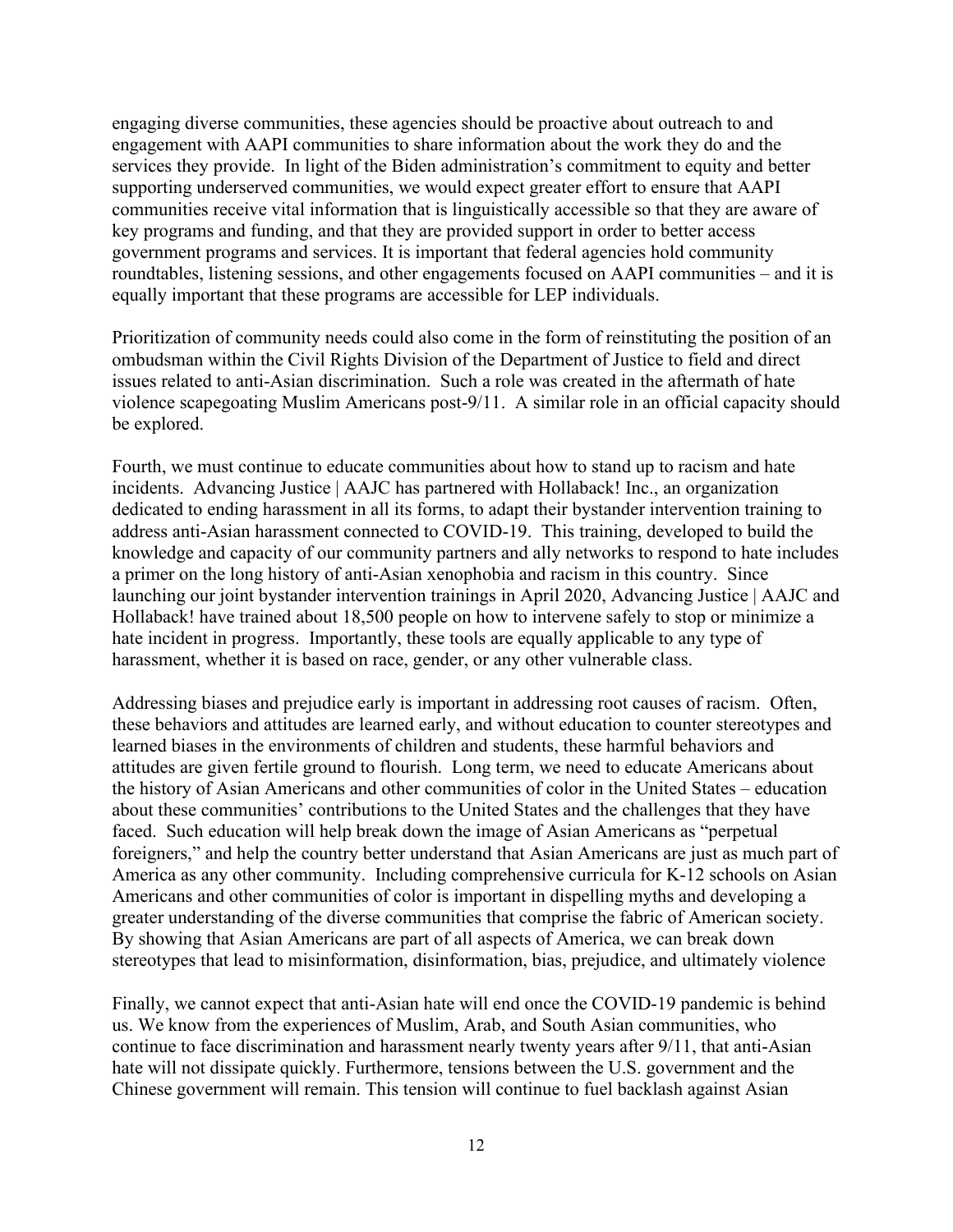engaging diverse communities, these agencies should be proactive about outreach to and engagement with AAPI communities to share information about the work they do and the services they provide. In light of the Biden administration's commitment to equity and better supporting underserved communities, we would expect greater effort to ensure that AAPI communities receive vital information that is linguistically accessible so that they are aware of key programs and funding, and that they are provided support in order to better access government programs and services. It is important that federal agencies hold community roundtables, listening sessions, and other engagements focused on AAPI communities – and it is equally important that these programs are accessible for LEP individuals.

Prioritization of community needs could also come in the form of reinstituting the position of an ombudsman within the Civil Rights Division of the Department of Justice to field and direct issues related to anti-Asian discrimination. Such a role was created in the aftermath of hate violence scapegoating Muslim Americans post-9/11. A similar role in an official capacity should be explored.

Fourth, we must continue to educate communities about how to stand up to racism and hate incidents. Advancing Justice | AAJC has partnered with Hollaback! Inc., an organization dedicated to ending harassment in all its forms, to adapt their bystander intervention training to address anti-Asian harassment connected to COVID-19. This training, developed to build the knowledge and capacity of our community partners and ally networks to respond to hate includes a primer on the long history of anti-Asian xenophobia and racism in this country. Since launching our joint bystander intervention trainings in April 2020, Advancing Justice | AAJC and Hollaback! have trained about 18,500 people on how to intervene safely to stop or minimize a hate incident in progress. Importantly, these tools are equally applicable to any type of harassment, whether it is based on race, gender, or any other vulnerable class.

Addressing biases and prejudice early is important in addressing root causes of racism. Often, these behaviors and attitudes are learned early, and without education to counter stereotypes and learned biases in the environments of children and students, these harmful behaviors and attitudes are given fertile ground to flourish. Long term, we need to educate Americans about the history of Asian Americans and other communities of color in the United States – education about these communities' contributions to the United States and the challenges that they have faced. Such education will help break down the image of Asian Americans as "perpetual foreigners," and help the country better understand that Asian Americans are just as much part of America as any other community. Including comprehensive curricula for K-12 schools on Asian Americans and other communities of color is important in dispelling myths and developing a greater understanding of the diverse communities that comprise the fabric of American society. By showing that Asian Americans are part of all aspects of America, we can break down stereotypes that lead to misinformation, disinformation, bias, prejudice, and ultimately violence

Finally, we cannot expect that anti-Asian hate will end once the COVID-19 pandemic is behind us. We know from the experiences of Muslim, Arab, and South Asian communities, who continue to face discrimination and harassment nearly twenty years after 9/11, that anti-Asian hate will not dissipate quickly. Furthermore, tensions between the U.S. government and the Chinese government will remain. This tension will continue to fuel backlash against Asian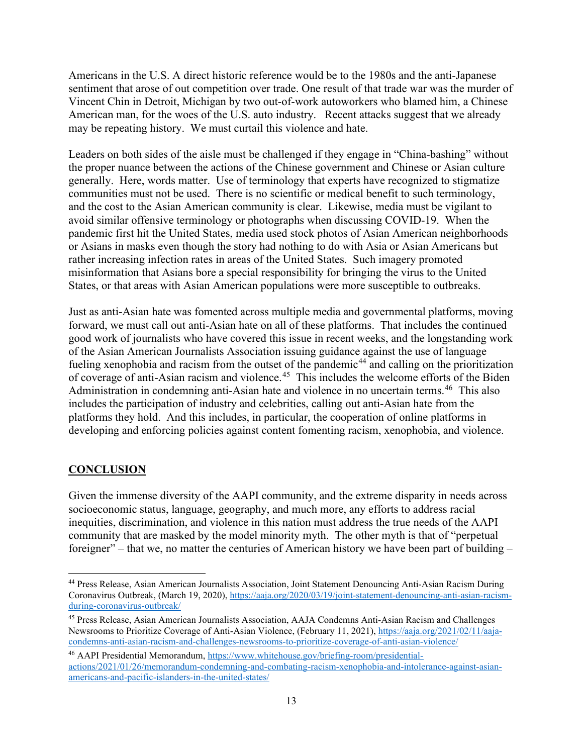Americans in the U.S. A direct historic reference would be to the 1980s and the anti-Japanese sentiment that arose of out competition over trade. One result of that trade war was the murder of Vincent Chin in Detroit, Michigan by two out-of-work autoworkers who blamed him, a Chinese American man, for the woes of the U.S. auto industry. Recent attacks suggest that we already may be repeating history. We must curtail this violence and hate.

Leaders on both sides of the aisle must be challenged if they engage in "China-bashing" without the proper nuance between the actions of the Chinese government and Chinese or Asian culture generally. Here, words matter. Use of terminology that experts have recognized to stigmatize communities must not be used. There is no scientific or medical benefit to such terminology, and the cost to the Asian American community is clear. Likewise, media must be vigilant to avoid similar offensive terminology or photographs when discussing COVID-19. When the pandemic first hit the United States, media used stock photos of Asian American neighborhoods or Asians in masks even though the story had nothing to do with Asia or Asian Americans but rather increasing infection rates in areas of the United States. Such imagery promoted misinformation that Asians bore a special responsibility for bringing the virus to the United States, or that areas with Asian American populations were more susceptible to outbreaks.

Just as anti-Asian hate was fomented across multiple media and governmental platforms, moving forward, we must call out anti-Asian hate on all of these platforms. That includes the continued good work of journalists who have covered this issue in recent weeks, and the longstanding work of the Asian American Journalists Association issuing guidance against the use of language fueling xenophobia and racism from the outset of the pandemic[44] and calling on the prioritization of coverage of anti-Asian racism and violence.[45] This includes the welcome efforts of the Biden Administration in condemning anti-Asian hate and violence in no uncertain terms.[46] This also includes the participation of industry and celebrities, calling out anti-Asian hate from the platforms they hold. And this includes, in particular, the cooperation of online platforms in developing and enforcing policies against content fomenting racism, xenophobia, and violence.

## CONCLUSION

Given the immense diversity of the AAPI community, and the extreme disparity in needs across socioeconomic status, language, geography, and much more, any efforts to address racial inequities, discrimination, and violence in this nation must address the true needs of the AAPI community that are masked by the model minority myth. The other myth is that of "perpetual foreigner" – that we, no matter the centuries of American history we have been part of building –

---

[44] Press Release, Asian American Journalists Association, Joint Statement Denouncing Anti-Asian Racism During Coronavirus Outbreak, (March 19, 2020), https://aaja.org/2020/03/19/joint-statement-denouncing-anti-asian-racism-during-coronavirus-outbreak/

[45] Press Release, Asian American Journalists Association, AAJA Condemns Anti-Asian Racism and Challenges Newsrooms to Prioritize Coverage of Anti-Asian Violence, (February 11, 2021), https://aaja.org/2021/02/11/aaja-condemns-anti-asian-racism-and-challenges-newsrooms-to-prioritize-coverage-of-anti-asian-violence/

[46] AAPI Presidential Memorandum, https://www.whitehouse.gov/briefing-room/presidential-actions/2021/01/26/memorandum-condemning-and-combating-racism-xenophobia-and-intolerance-against-asian-americans-and-pacific-islanders-in-the-united-states/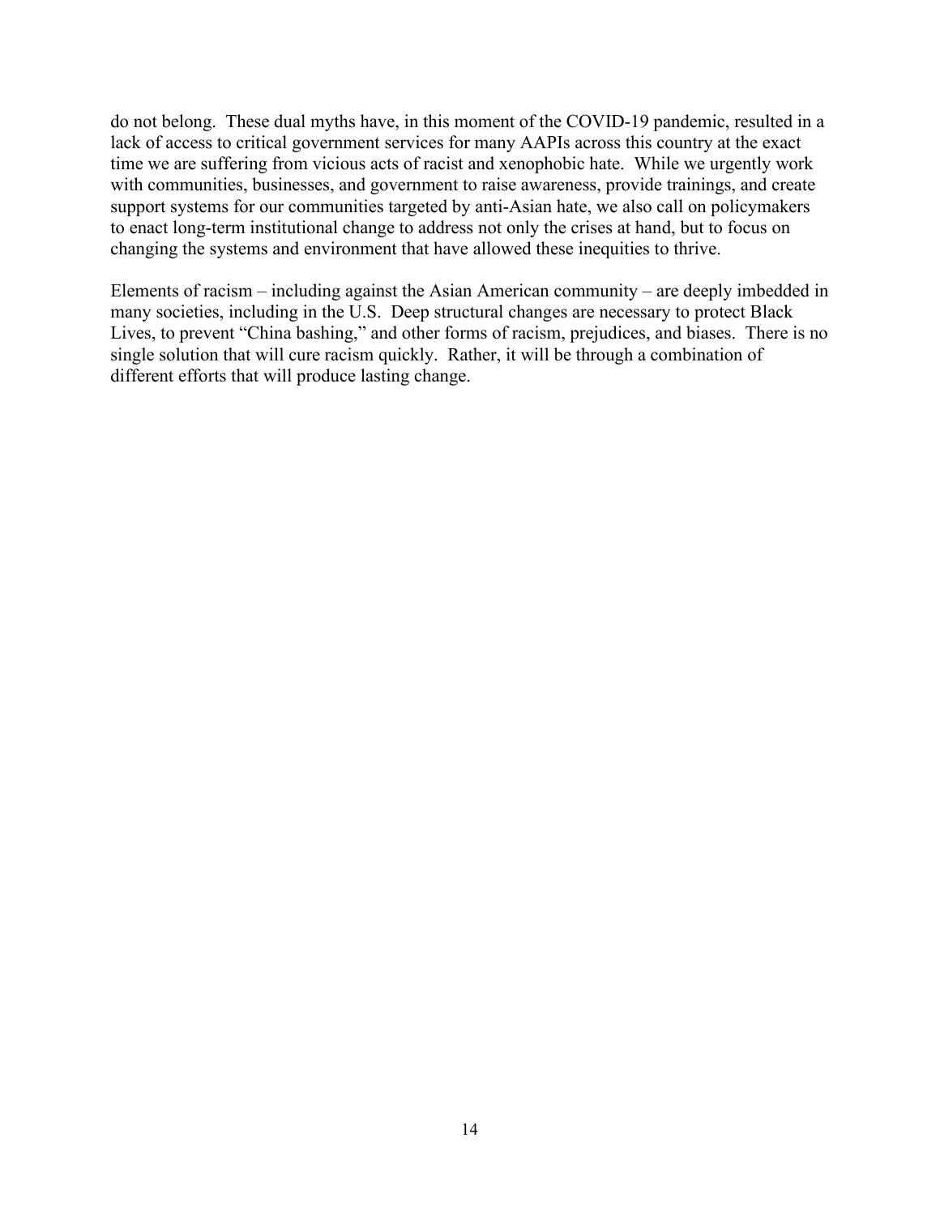do not belong. These dual myths have, in this moment of the COVID-19 pandemic, resulted in a lack of access to critical government services for many AAPIs across this country at the exact time we are suffering from vicious acts of racist and xenophobic hate. While we urgently work with communities, businesses, and government to raise awareness, provide trainings, and create support systems for our communities targeted by anti-Asian hate, we also call on policymakers to enact long-term institutional change to address not only the crises at hand, but to focus on changing the systems and environment that have allowed these inequities to thrive.

Elements of racism – including against the Asian American community – are deeply imbedded in many societies, including in the U.S. Deep structural changes are necessary to protect Black Lives, to prevent "China bashing," and other forms of racism, prejudices, and biases. There is no single solution that will cure racism quickly. Rather, it will be through a combination of different efforts that will produce lasting change.